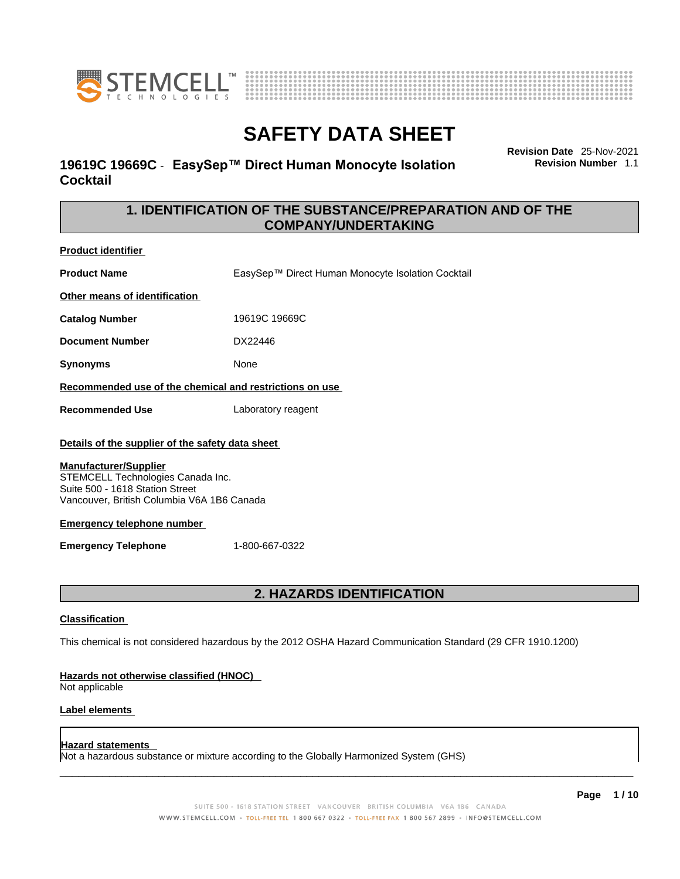# SAFETY DATA SHEET

**19619C 19669C - EasySep™ Direct Human Monocyte Isolation Cocktail**

**Revision Date** 25-Nov-2021
**Revision Number** 1.1

## 1. IDENTIFICATION OF THE SUBSTANCE/PREPARATION AND OF THE COMPANY/UNDERTAKING

**Product identifier**

| | |
|---|---|
| **Product Name** | EasySep™ Direct Human Monocyte Isolation Cocktail |

**Other means of identification**

| | |
|---|---|
| **Catalog Number** | 19619C 19669C |
| **Document Number** | DX22446 |
| **Synonyms** | None |

**Recommended use of the chemical and restrictions on use**

| | |
|---|---|
| **Recommended Use** | Laboratory reagent |

**Details of the supplier of the safety data sheet**

**Manufacturer/Supplier**
STEMCELL Technologies Canada Inc.
Suite 500 - 1618 Station Street
Vancouver, British Columbia V6A 1B6 Canada

**Emergency telephone number**

| | |
|---|---|
| **Emergency Telephone** | 1-800-667-0322 |

## 2. HAZARDS IDENTIFICATION

**Classification**

This chemical is not considered hazardous by the 2012 OSHA Hazard Communication Standard (29 CFR 1910.1200)

**Hazards not otherwise classified (HNOC)**
Not applicable

**Label elements**

**Hazard statements**
Not a hazardous substance or mixture according to the Globally Harmonized System (GHS)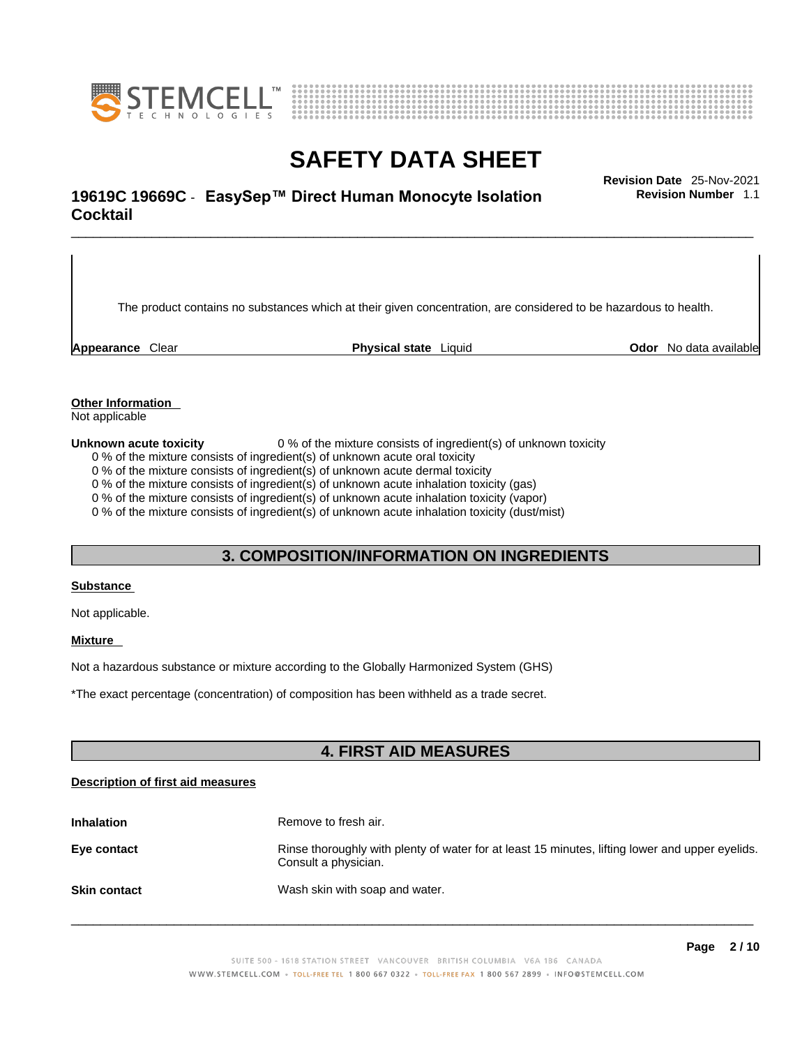The product contains no substances which at their given concentration, are considered to be hazardous to health.

**Appearance** Clear **Physical state** Liquid **Odor** No data available

**Other Information**
Not applicable

**Unknown acute toxicity** 0 % of the mixture consists of ingredient(s) of unknown toxicity

0 % of the mixture consists of ingredient(s) of unknown acute oral toxicity
0 % of the mixture consists of ingredient(s) of unknown acute dermal toxicity
0 % of the mixture consists of ingredient(s) of unknown acute inhalation toxicity (gas)
0 % of the mixture consists of ingredient(s) of unknown acute inhalation toxicity (vapor)
0 % of the mixture consists of ingredient(s) of unknown acute inhalation toxicity (dust/mist)

## 3. COMPOSITION/INFORMATION ON INGREDIENTS

**Substance**

Not applicable.

**Mixture**

Not a hazardous substance or mixture according to the Globally Harmonized System (GHS)

*The exact percentage (concentration) of composition has been withheld as a trade secret.

## 4. FIRST AID MEASURES

**Description of first aid measures**

**Inhalation** Remove to fresh air.

**Eye contact** Rinse thoroughly with plenty of water for at least 15 minutes, lifting lower and upper eyelids. Consult a physician.

**Skin contact** Wash skin with soap and water.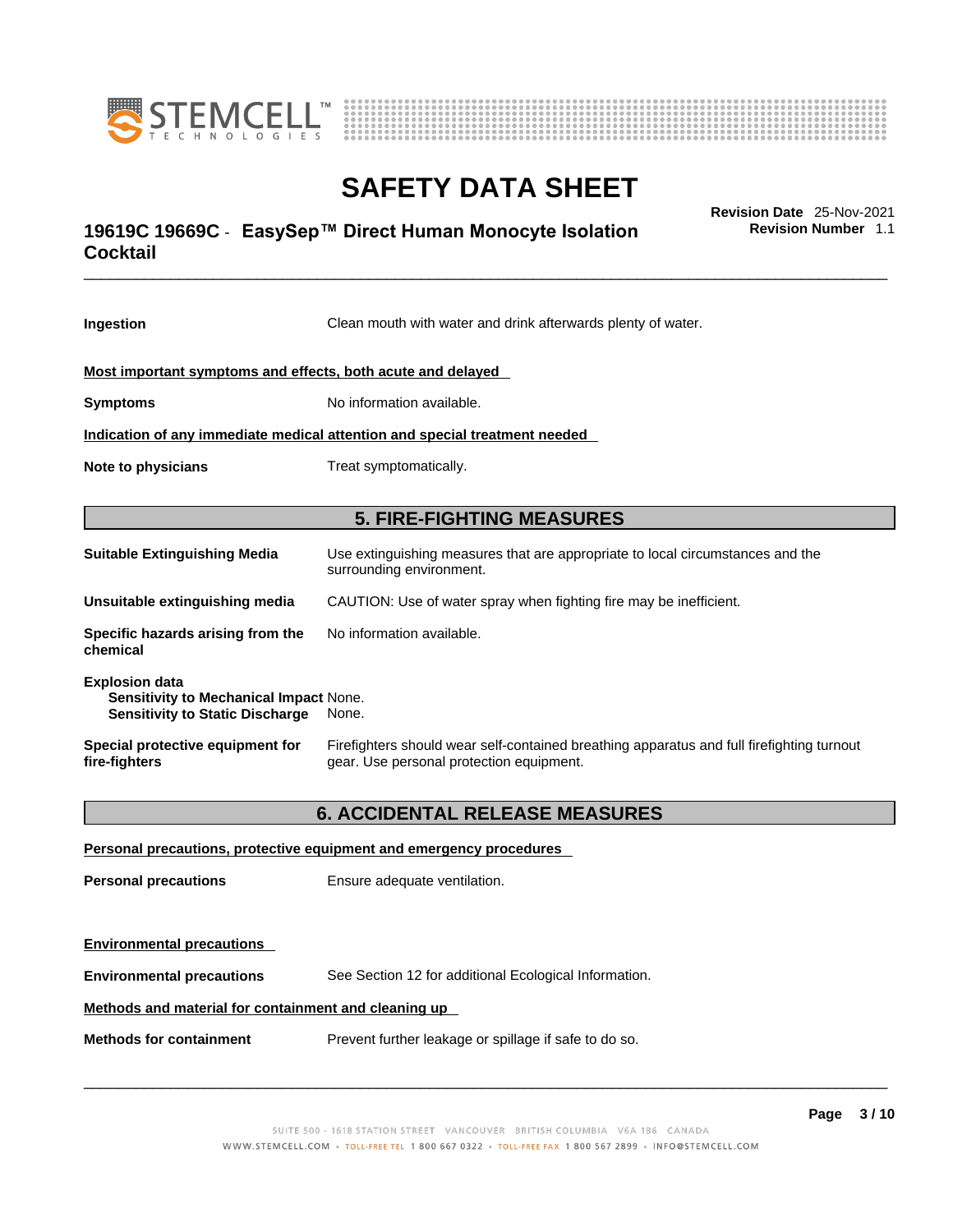| | |
|---|---|
| **Ingestion** | Clean mouth with water and drink afterwards plenty of water. |

**Most important symptoms and effects, both acute and delayed**

| | |
|---|---|
| **Symptoms** | No information available. |

**Indication of any immediate medical attention and special treatment needed**

| | |
|---|---|
| **Note to physicians** | Treat symptomatically. |

## 5. FIRE-FIGHTING MEASURES

| | |
|---|---|
| **Suitable Extinguishing Media** | Use extinguishing measures that are appropriate to local circumstances and the surrounding environment. |
| **Unsuitable extinguishing media** | CAUTION: Use of water spray when fighting fire may be inefficient. |
| **Specific hazards arising from the chemical** | No information available. |

**Explosion data**
**Sensitivity to Mechanical Impact** None.
**Sensitivity to Static Discharge** None.

| | |
|---|---|
| **Special protective equipment for fire-fighters** | Firefighters should wear self-contained breathing apparatus and full firefighting turnout gear. Use personal protection equipment. |

## 6. ACCIDENTAL RELEASE MEASURES

**Personal precautions, protective equipment and emergency procedures**

| | |
|---|---|
| **Personal precautions** | Ensure adequate ventilation. |

**Environmental precautions**

| | |
|---|---|
| **Environmental precautions** | See Section 12 for additional Ecological Information. |

**Methods and material for containment and cleaning up**

| | |
|---|---|
| **Methods for containment** | Prevent further leakage or spillage if safe to do so. |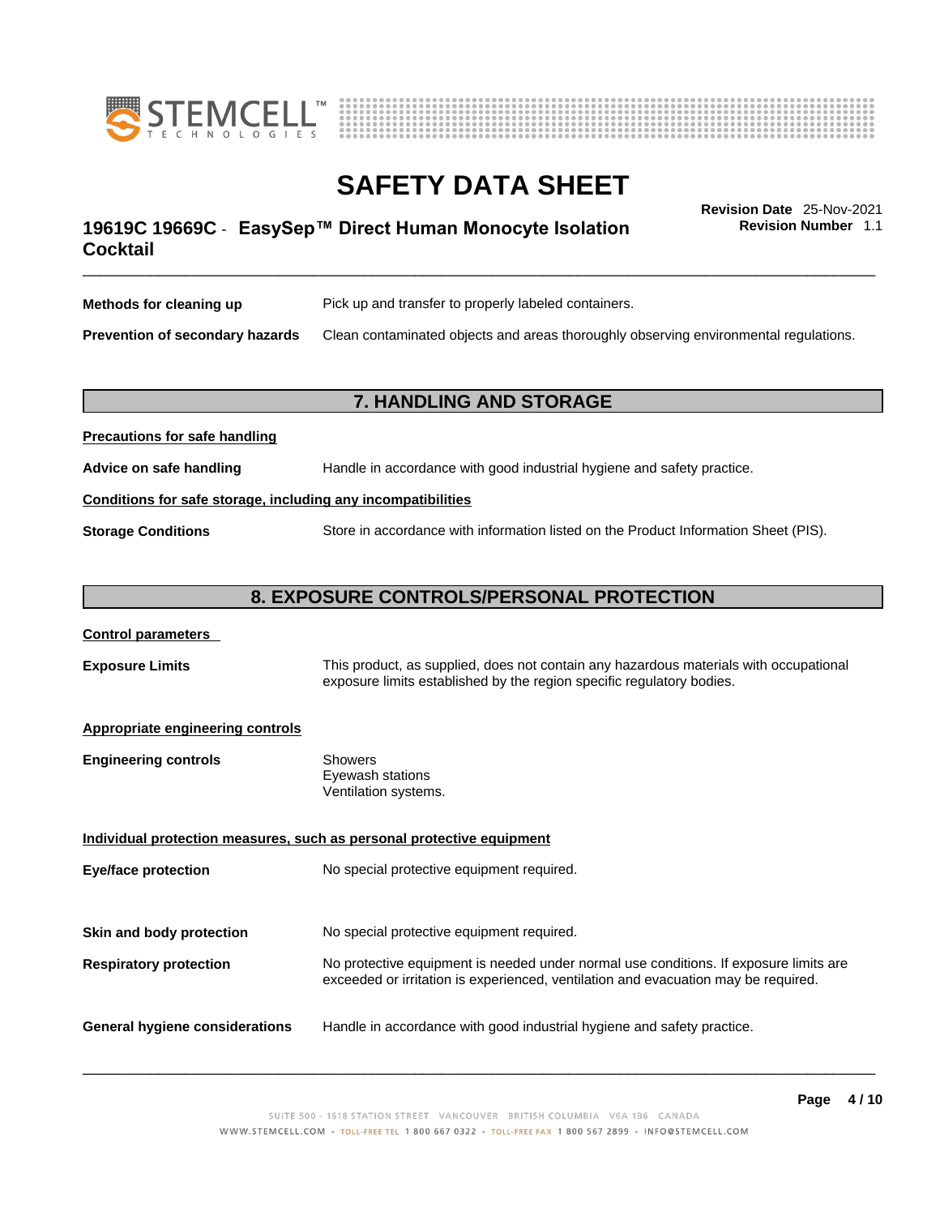| | |
|---|---|
| **Methods for cleaning up** | Pick up and transfer to properly labeled containers. |
| **Prevention of secondary hazards** | Clean contaminated objects and areas thoroughly observing environmental regulations. |

## 7. HANDLING AND STORAGE

**Precautions for safe handling**

| | |
|---|---|
| **Advice on safe handling** | Handle in accordance with good industrial hygiene and safety practice. |

**Conditions for safe storage, including any incompatibilities**

| | |
|---|---|
| **Storage Conditions** | Store in accordance with information listed on the Product Information Sheet (PIS). |

## 8. EXPOSURE CONTROLS/PERSONAL PROTECTION

**Control parameters**

| | |
|---|---|
| **Exposure Limits** | This product, as supplied, does not contain any hazardous materials with occupational exposure limits established by the region specific regulatory bodies. |

**Appropriate engineering controls**

| | |
|---|---|
| **Engineering controls** | Showers<br>Eyewash stations<br>Ventilation systems. |

**Individual protection measures, such as personal protective equipment**

| | |
|---|---|
| **Eye/face protection** | No special protective equipment required. |
| **Skin and body protection** | No special protective equipment required. |
| **Respiratory protection** | No protective equipment is needed under normal use conditions. If exposure limits are exceeded or irritation is experienced, ventilation and evacuation may be required. |
| **General hygiene considerations** | Handle in accordance with good industrial hygiene and safety practice. |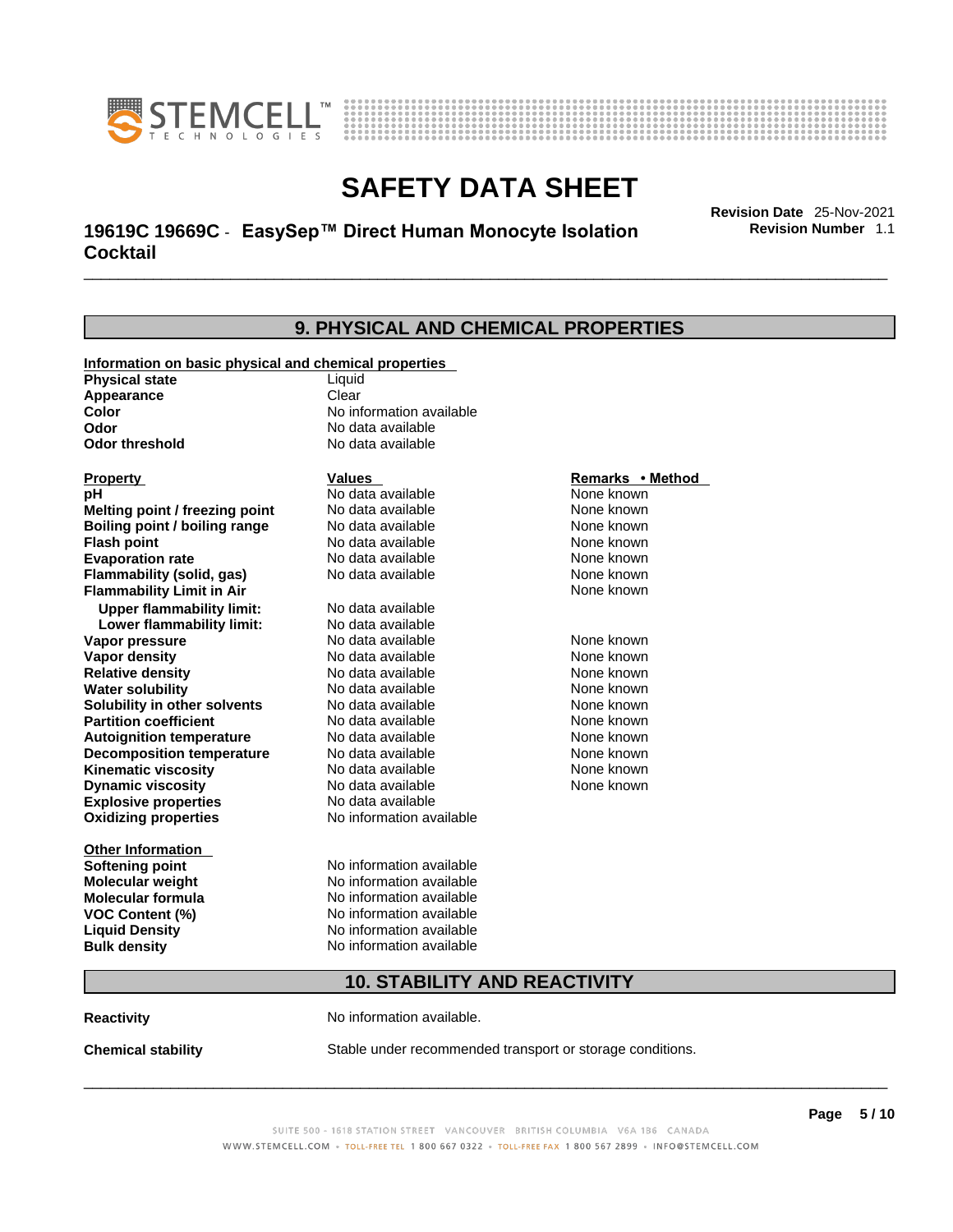## 9. PHYSICAL AND CHEMICAL PROPERTIES

**Information on basic physical and chemical properties**

| | |
|---|---|
| **Physical state** | Liquid |
| **Appearance** | Clear |
| **Color** | No information available |
| **Odor** | No data available |
| **Odor threshold** | No data available |

| Property | Values | Remarks • Method |
|---|---|---|
| **pH** | No data available | None known |
| **Melting point / freezing point** | No data available | None known |
| **Boiling point / boiling range** | No data available | None known |
| **Flash point** | No data available | None known |
| **Evaporation rate** | No data available | None known |
| **Flammability (solid, gas)** | No data available | None known |
| **Flammability Limit in Air** | | None known |
| **Upper flammability limit:** | No data available | |
| **Lower flammability limit:** | No data available | |
| **Vapor pressure** | No data available | None known |
| **Vapor density** | No data available | None known |
| **Relative density** | No data available | None known |
| **Water solubility** | No data available | None known |
| **Solubility in other solvents** | No data available | None known |
| **Partition coefficient** | No data available | None known |
| **Autoignition temperature** | No data available | None known |
| **Decomposition temperature** | No data available | None known |
| **Kinematic viscosity** | No data available | None known |
| **Dynamic viscosity** | No data available | None known |
| **Explosive properties** | No data available | |
| **Oxidizing properties** | No information available | |

**Other Information**

| | |
|---|---|
| **Softening point** | No information available |
| **Molecular weight** | No information available |
| **Molecular formula** | No information available |
| **VOC Content (%)** | No information available |
| **Liquid Density** | No information available |
| **Bulk density** | No information available |

## 10. STABILITY AND REACTIVITY

**Reactivity** No information available.

**Chemical stability** Stable under recommended transport or storage conditions.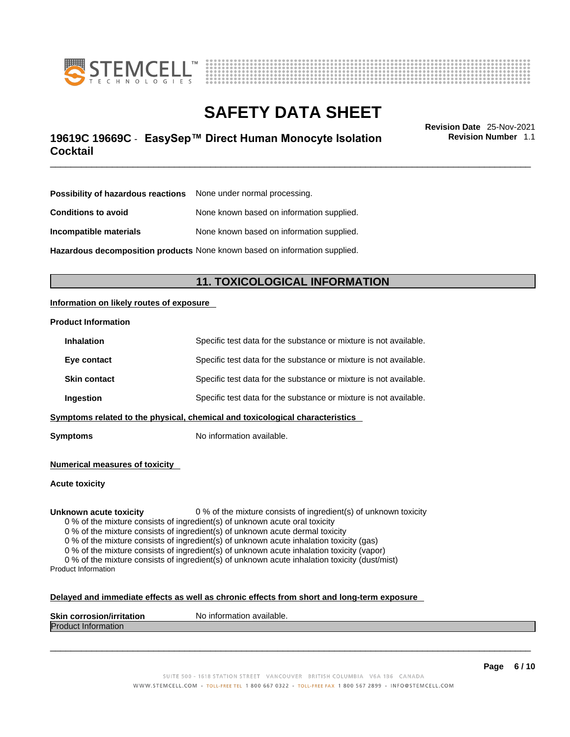| | |
|---|---|
| **Possibility of hazardous reactions** | None under normal processing. |
| **Conditions to avoid** | None known based on information supplied. |
| **Incompatible materials** | None known based on information supplied. |
| **Hazardous decomposition products** | None known based on information supplied. |

## 11. TOXICOLOGICAL INFORMATION

**Information on likely routes of exposure**

**Product Information**

| | |
|---|---|
| **Inhalation** | Specific test data for the substance or mixture is not available. |
| **Eye contact** | Specific test data for the substance or mixture is not available. |
| **Skin contact** | Specific test data for the substance or mixture is not available. |
| **Ingestion** | Specific test data for the substance or mixture is not available. |

**Symptoms related to the physical, chemical and toxicological characteristics**

**Symptoms** No information available.

**Numerical measures of toxicity**

**Acute toxicity**

**Unknown acute toxicity** 0 % of the mixture consists of ingredient(s) of unknown toxicity

0 % of the mixture consists of ingredient(s) of unknown acute oral toxicity
0 % of the mixture consists of ingredient(s) of unknown acute dermal toxicity
0 % of the mixture consists of ingredient(s) of unknown acute inhalation toxicity (gas)
0 % of the mixture consists of ingredient(s) of unknown acute inhalation toxicity (vapor)
0 % of the mixture consists of ingredient(s) of unknown acute inhalation toxicity (dust/mist)

Product Information

**Delayed and immediate effects as well as chronic effects from short and long-term exposure**

**Skin corrosion/irritation** No information available.

Product Information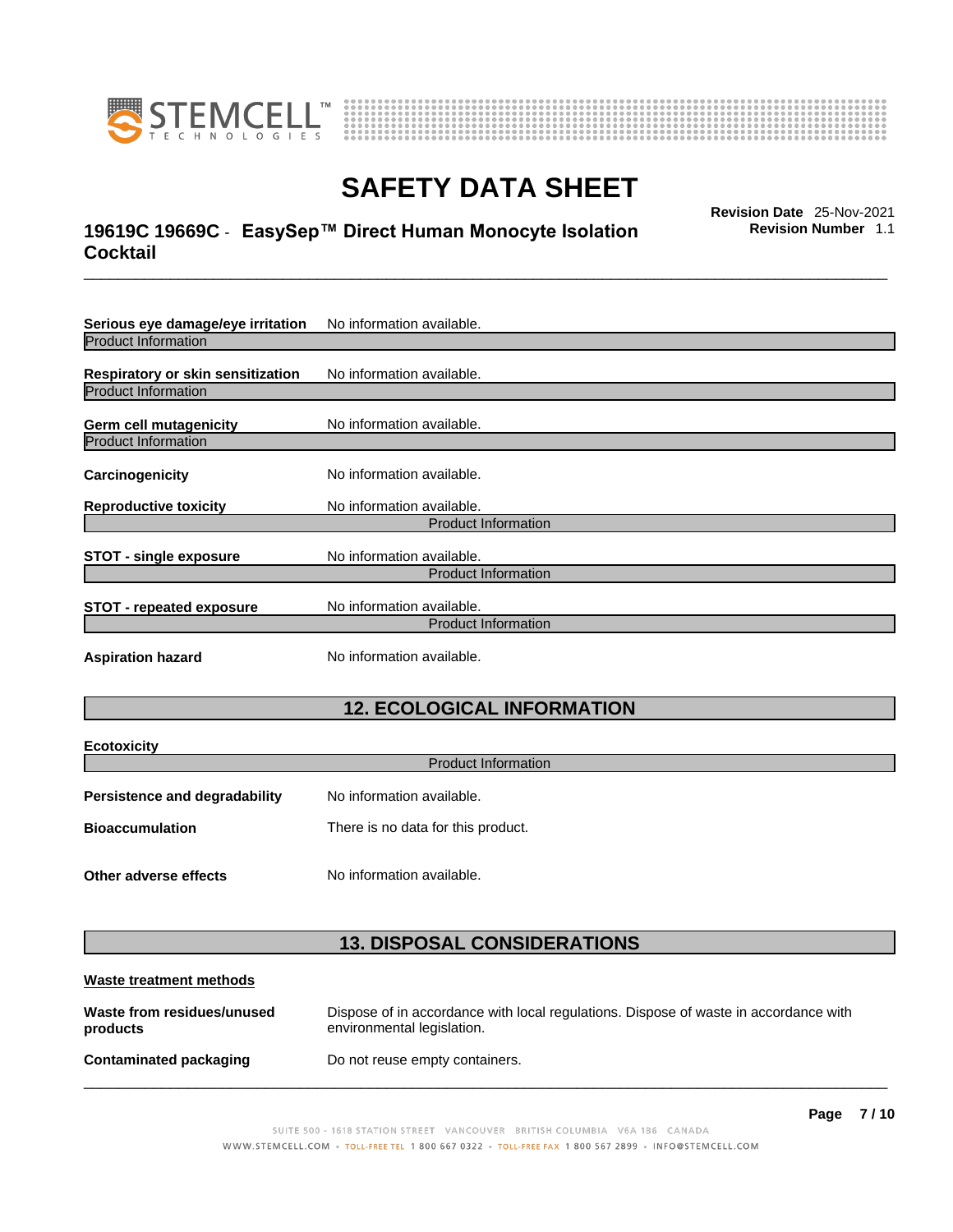**Serious eye damage/eye irritation** No information available.

Product Information

**Respiratory or skin sensitization** No information available.

Product Information

**Germ cell mutagenicity** No information available.

Product Information

**Carcinogenicity** No information available.

**Reproductive toxicity** No information available.

Product Information

**STOT - single exposure** No information available.

Product Information

**STOT - repeated exposure** No information available.

Product Information

**Aspiration hazard** No information available.

## 12. ECOLOGICAL INFORMATION

**Ecotoxicity**

Product Information

**Persistence and degradability** No information available.

**Bioaccumulation** There is no data for this product.

**Other adverse effects** No information available.

## 13. DISPOSAL CONSIDERATIONS

**Waste treatment methods**

**Waste from residues/unused products** Dispose of in accordance with local regulations. Dispose of waste in accordance with environmental legislation.

**Contaminated packaging** Do not reuse empty containers.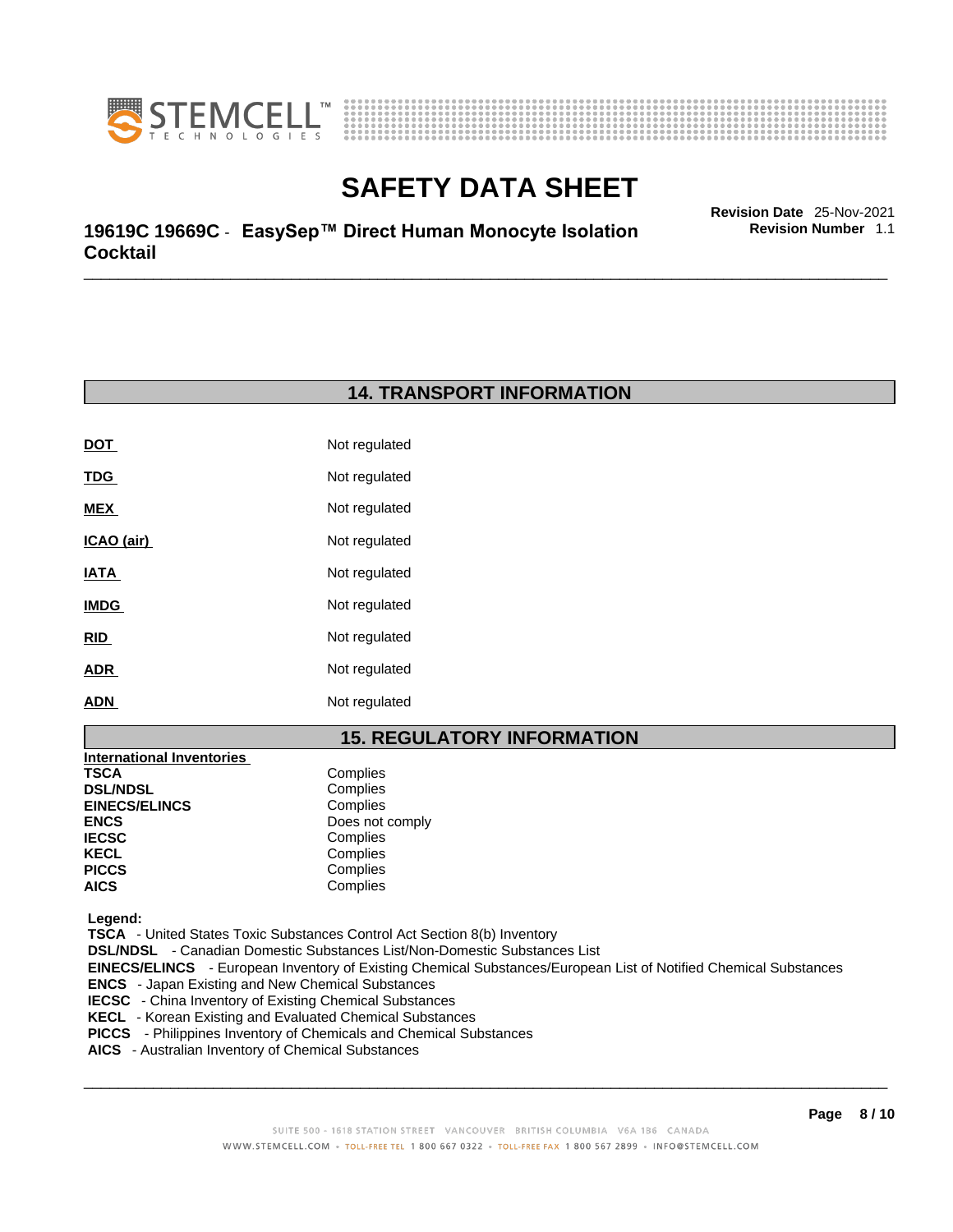## 14. TRANSPORT INFORMATION

| | |
|---|---|
| **DOT** | Not regulated |
| **TDG** | Not regulated |
| **MEX** | Not regulated |
| **ICAO (air)** | Not regulated |
| **IATA** | Not regulated |
| **IMDG** | Not regulated |
| **RID** | Not regulated |
| **ADR** | Not regulated |
| **ADN** | Not regulated |

## 15. REGULATORY INFORMATION

**International Inventories**

| | |
|---|---|
| **TSCA** | Complies |
| **DSL/NDSL** | Complies |
| **EINECS/ELINCS** | Complies |
| **ENCS** | Does not comply |
| **IECSC** | Complies |
| **KECL** | Complies |
| **PICCS** | Complies |
| **AICS** | Complies |

**Legend:**

**TSCA** - United States Toxic Substances Control Act Section 8(b) Inventory
**DSL/NDSL** - Canadian Domestic Substances List/Non-Domestic Substances List
**EINECS/ELINCS** - European Inventory of Existing Chemical Substances/European List of Notified Chemical Substances
**ENCS** - Japan Existing and New Chemical Substances
**IECSC** - China Inventory of Existing Chemical Substances
**KECL** - Korean Existing and Evaluated Chemical Substances
**PICCS** - Philippines Inventory of Chemicals and Chemical Substances
**AICS** - Australian Inventory of Chemical Substances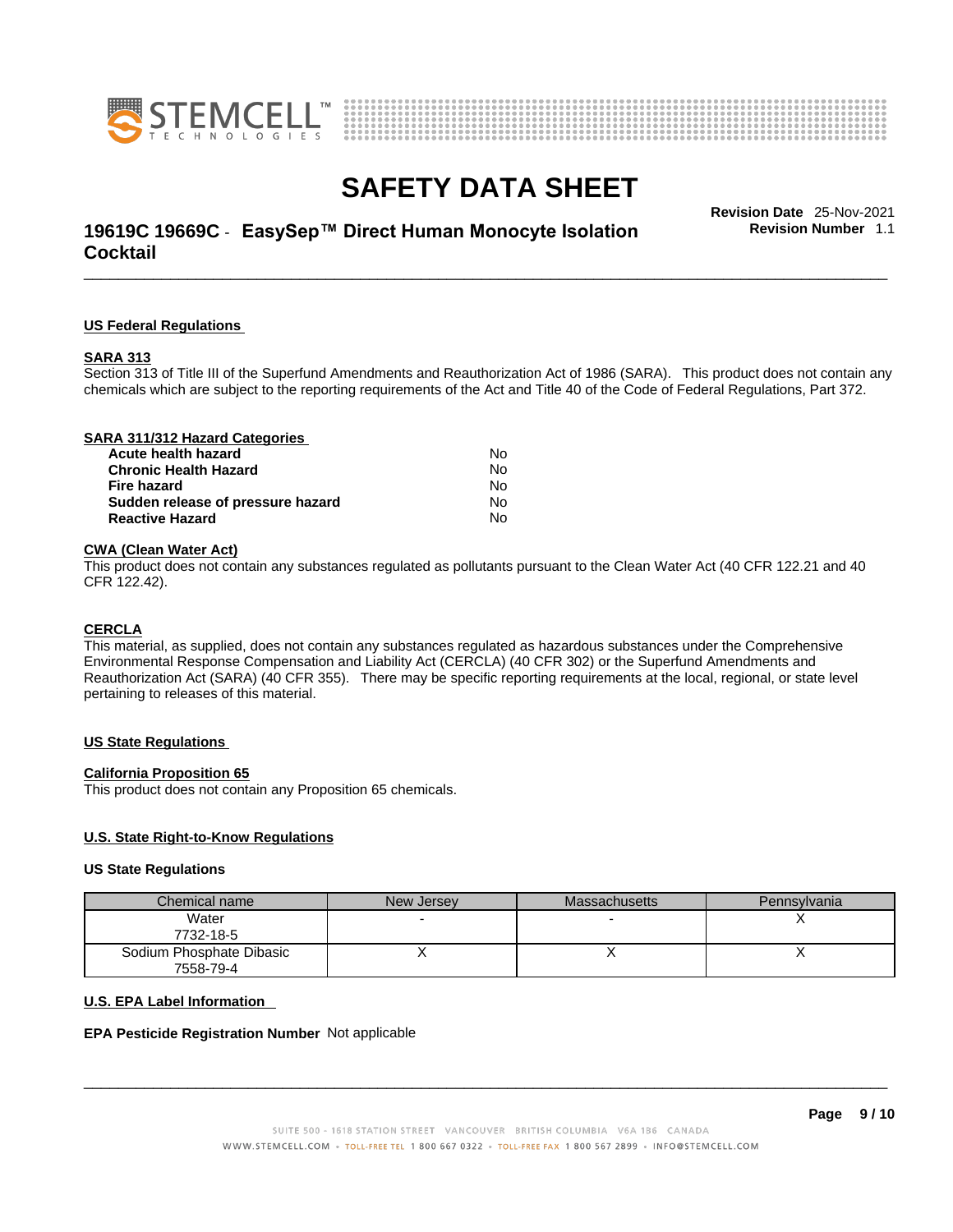## US Federal Regulations

### SARA 313

Section 313 of Title III of the Superfund Amendments and Reauthorization Act of 1986 (SARA). This product does not contain any chemicals which are subject to the reporting requirements of the Act and Title 40 of the Code of Federal Regulations, Part 372.

### SARA 311/312 Hazard Categories

| | |
|---|---|
| **Acute health hazard** | No |
| **Chronic Health Hazard** | No |
| **Fire hazard** | No |
| **Sudden release of pressure hazard** | No |
| **Reactive Hazard** | No |

### CWA (Clean Water Act)

This product does not contain any substances regulated as pollutants pursuant to the Clean Water Act (40 CFR 122.21 and 40 CFR 122.42).

### CERCLA

This material, as supplied, does not contain any substances regulated as hazardous substances under the Comprehensive Environmental Response Compensation and Liability Act (CERCLA) (40 CFR 302) or the Superfund Amendments and Reauthorization Act (SARA) (40 CFR 355). There may be specific reporting requirements at the local, regional, or state level pertaining to releases of this material.

## US State Regulations

### California Proposition 65

This product does not contain any Proposition 65 chemicals.

### U.S. State Right-to-Know Regulations

**US State Regulations**

| Chemical name | New Jersey | Massachusetts | Pennsylvania |
|---|---|---|---|
| Water<br>7732-18-5 | - | - | X |
| Sodium Phosphate Dibasic<br>7558-79-4 | X | X | X |

### U.S. EPA Label Information

**EPA Pesticide Registration Number** Not applicable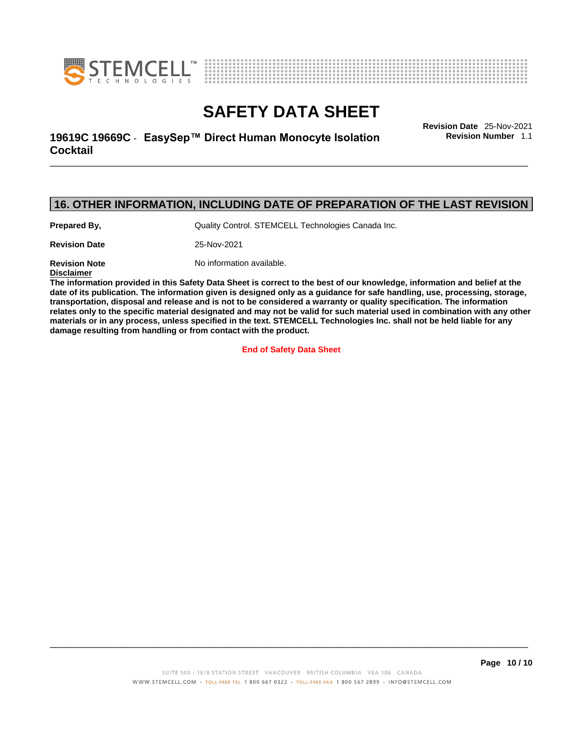## 16. OTHER INFORMATION, INCLUDING DATE OF PREPARATION OF THE LAST REVISION

**Prepared By,** Quality Control. STEMCELL Technologies Canada Inc.

**Revision Date** 25-Nov-2021

**Revision Note** No information available.

**Disclaimer**

**The information provided in this Safety Data Sheet is correct to the best of our knowledge, information and belief at the date of its publication. The information given is designed only as a guidance for safe handling, use, processing, storage, transportation, disposal and release and is not to be considered a warranty or quality specification. The information relates only to the specific material designated and may not be valid for such material used in combination with any other materials or in any process, unless specified in the text. STEMCELL Technologies Inc. shall not be held liable for any damage resulting from handling or from contact with the product.**

**End of Safety Data Sheet**